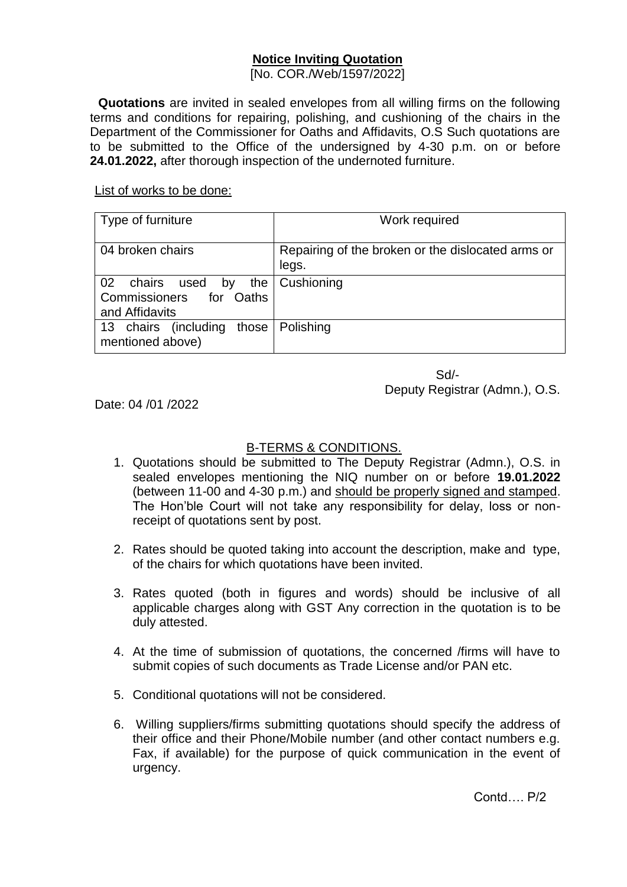## **Notice Inviting Quotation**

[No. COR./Web/1597/2022]

**Quotations** are invited in sealed envelopes from all willing firms on the following terms and conditions for repairing, polishing, and cushioning of the chairs in the Department of the Commissioner for Oaths and Affidavits, O.S Such quotations are to be submitted to the Office of the undersigned by 4-30 p.m. on or before **24.01.2022,** after thorough inspection of the undernoted furniture.

List of works to be done:

| Type of furniture | Work required |
|---|---|
| 04 broken chairs | Repairing of the broken or the dislocated arms or legs. |
| 02 chairs used by the Commissioners for Oaths and Affidavits | Cushioning |
| 13 chairs (including those mentioned above) | Polishing |

Sd/-
Deputy Registrar (Admn.), O.S.

Date: 04 /01 /2022

### B-TERMS & CONDITIONS.

1. Quotations should be submitted to The Deputy Registrar (Admn.), O.S. in sealed envelopes mentioning the NIQ number on or before **19.01.2022** (between 11-00 and 4-30 p.m.) and should be properly signed and stamped. The Hon'ble Court will not take any responsibility for delay, loss or non-receipt of quotations sent by post.

2. Rates should be quoted taking into account the description, make and type, of the chairs for which quotations have been invited.

3. Rates quoted (both in figures and words) should be inclusive of all applicable charges along with GST Any correction in the quotation is to be duly attested.

4. At the time of submission of quotations, the concerned /firms will have to submit copies of such documents as Trade License and/or PAN etc.

5. Conditional quotations will not be considered.

6. Willing suppliers/firms submitting quotations should specify the address of their office and their Phone/Mobile number (and other contact numbers e.g. Fax, if available) for the purpose of quick communication in the event of urgency.

Contd…. P/2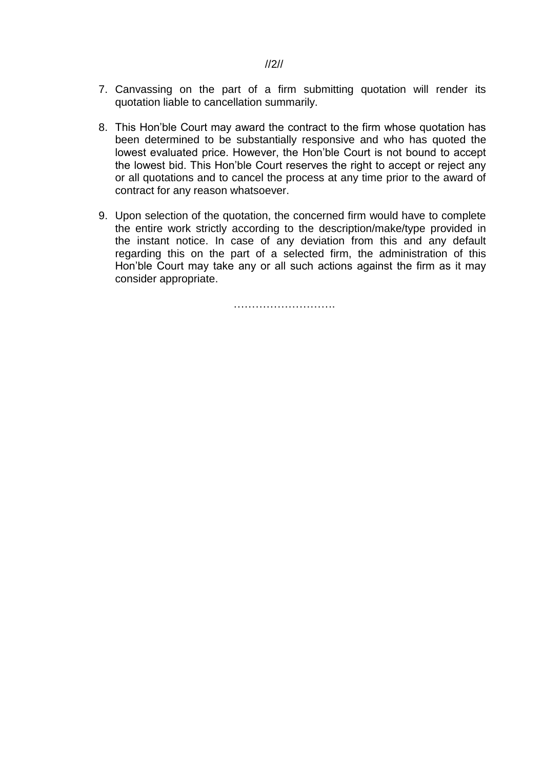7. Canvassing on the part of a firm submitting quotation will render its quotation liable to cancellation summarily.

8. This Hon'ble Court may award the contract to the firm whose quotation has been determined to be substantially responsive and who has quoted the lowest evaluated price. However, the Hon'ble Court is not bound to accept the lowest bid. This Hon'ble Court reserves the right to accept or reject any or all quotations and to cancel the process at any time prior to the award of contract for any reason whatsoever.

9. Upon selection of the quotation, the concerned firm would have to complete the entire work strictly according to the description/make/type provided in the instant notice. In case of any deviation from this and any default regarding this on the part of a selected firm, the administration of this Hon'ble Court may take any or all such actions against the firm as it may consider appropriate.

……………………….